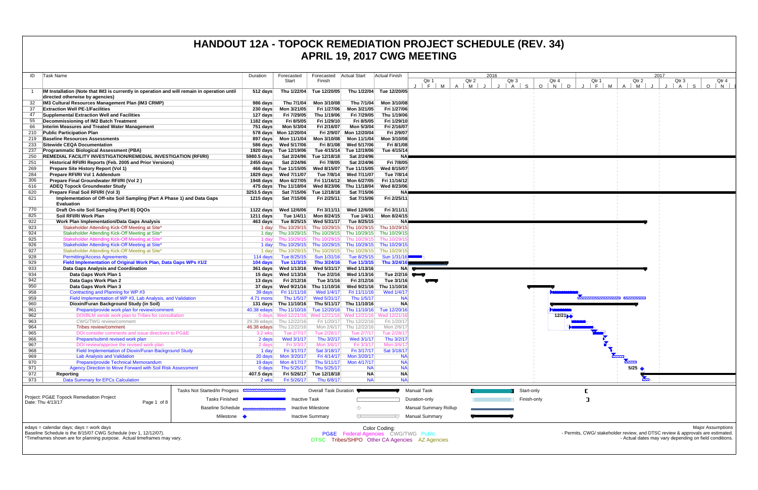# HANDOUT 12A - TOPOCK REMEDIATION PROJECT SCHEDULE (REV. 34)

## APRIL 19, 2017 CWG MEETING

| ID | Task Name | Duration | Forecasted Start | Forecasted Finish | Actual Start | Actual Finish |
|---|---|---|---|---|---|---|
| 1 | **IM Installation (Note that IM3 is currently in operation and will remain in operation until directed otherwise by agencies)** | **512 days** | **Thu 1/22/04** | **Tue 12/20/05** | **Thu 1/22/04** | **Tue 12/20/05** |
| 32 | **IM3 Cultural Resources Management Plan (IM3 CRMP)** | **986 days** | **Thu 7/1/04** | **Mon 3/10/08** | **Thu 7/1/04** | **Mon 3/10/08** |
| 37 | **Extraction Well PE-1/Facilities** | **230 days** | **Mon 3/21/05** | **Fri 1/27/06** | **Mon 3/21/05** | **Fri 1/27/06** |
| 47 | **Supplemental Extraction Well and Facilities** | **127 days** | **Fri 7/29/05** | **Thu 1/19/06** | **Fri 7/29/05** | **Thu 1/19/06** |
| 55 | **Decommissioning of IM2 Batch Treatment** | **1182 days** | **Fri 8/5/05** | **Fri 1/29/10** | **Fri 8/5/05** | **Fri 1/29/10** |
| 66 | **Interim Measures and Treated Water Management** | **751 days** | **Mon 5/3/04** | **Fri 2/16/07** | **Mon 5/3/04** | **Fri 2/16/07** |
| 210 | **Public Participation Plan** | **578 days** | **Mon 12/20/04** | **Fri 2/9/07** | **Mon 12/20/04** | **Fri 2/9/07** |
| 219 | **Baseline Resources Assessments** | **897 days** | **Mon 11/1/04** | **Mon 3/10/08** | **Mon 11/1/04** | **Mon 3/10/08** |
| 233 | **Sitewide CEQA Documentation** | **586 days** | **Wed 5/17/06** | **Fri 8/1/08** | **Wed 5/17/06** | **Fri 8/1/08** |
| 237 | **Programmatic Biological Assessment (PBA)** | **1920 days** | **Tue 12/19/06** | **Tue 4/15/14** | **Tue 12/19/06** | **Tue 4/15/14** |
| 250 | **REMEDIAL FACILITY INVESTIGATION/REMEDIAL INVESTIGATION (RFI/RI)** | **5980.5 days** | **Sat 2/24/96** | **Tue 12/18/18** | **Sat 2/24/96** | **NA** |
| 251 | **Historical RFI/RI Reports (Feb. 2005 and Prior Versions)** | **2455 days** | **Sat 2/24/96** | **Fri 7/8/05** | **Sat 2/24/96** | **Fri 7/8/05** |
| 269 | **Prepare Site History Report (Vol 1)** | **466 days** | **Tue 11/15/05** | **Wed 8/15/07** | **Tue 11/15/05** | **Wed 8/15/07** |
| 284 | **Prepare RFI/RI Vol 1 Addendum** | **1829 days** | **Wed 7/11/07** | **Tue 7/8/14** | **Wed 7/11/07** | **Tue 7/8/14** |
| 306 | **Prepare Final Groundwater RFI/RI (Vol 2 )** | **1948 days** | **Mon 6/27/05** | **Fri 11/16/12** | **Mon 6/27/05** | **Fri 11/16/12** |
| 616 | **ADEQ Topock Groundwater Study** | **475 days** | **Thu 11/18/04** | **Wed 8/23/06** | **Thu 11/18/04** | **Wed 8/23/06** |
| 620 | **Prepare Final Soil RFI/RI (Vol 3)** | **3253.5 days** | **Sat 7/15/06** | **Tue 12/18/18** | **Sat 7/15/06** | **NA** |
| 621 | **Implementation of Off-site Soil Sampling (Part A Phase 1) and Data Gaps Evaluation** | **1215 days** | **Sat 7/15/06** | **Fri 2/25/11** | **Sat 7/15/06** | **Fri 2/25/11** |
| 770 | **Draft On-site Soil Sampling (Part B) DQOs** | **1122 days** | **Wed 12/6/06** | **Fri 3/11/11** | **Wed 12/6/06** | **Fri 3/11/11** |
| 825 | **Soil RFI/RI Work Plan** | **1211 days** | **Tue 1/4/11** | **Mon 8/24/15** | **Tue 1/4/11** | **Mon 8/24/15** |
| 922 | **Work Plan Implementation/Data Gaps Analysis** | **463 days** | **Tue 8/25/15** | **Wed 5/31/17** | **Tue 8/25/15** | **NA** |
| 923 | Stakeholder Attending Kick-Off Meeting at Site* | 1 day | Thu 10/29/15 | Thu 10/29/15 | Thu 10/29/15 | Thu 10/29/15 |
| 924 | Stakeholder Attending Kick-Off Meeting at Site* | 1 day | Thu 10/29/15 | Thu 10/29/15 | Thu 10/29/15 | Thu 10/29/15 |
| 925 | Stakeholder Attending Kick-Off Meeting at Site* | 1 day | Thu 10/29/15 | Thu 10/29/15 | Thu 10/29/15 | Thu 10/29/15 |
| 926 | Stakeholder Attending Kick-Off Meeting at Site* | 1 day | Thu 10/29/15 | Thu 10/29/15 | Thu 10/29/15 | Thu 10/29/15 |
| 927 | Stakeholder Attending Kick-Off Meeting at Site* | 1 day | Thu 10/29/15 | Thu 10/29/15 | Thu 10/29/15 | Thu 10/29/15 |
| 928 | Permitting/Access Agreements | 114 days | Tue 8/25/15 | Sun 1/31/16 | Tue 8/25/15 | Sun 1/31/16 |
| 929 | **Field Implementation of Original Work Plan, Data Gaps WPs #1/2** | **104 days** | **Tue 11/3/15** | **Thu 3/24/16** | **Tue 11/3/15** | **Thu 3/24/16** |
| 933 | **Data Gaps Analysis and Coordination** | **361 days** | **Wed 1/13/16** | **Wed 5/31/17** | **Wed 1/13/16** | **NA** |
| 934 | **Data Gaps Work Plan 1** | **15 days** | **Wed 1/13/16** | **Tue 2/2/16** | **Wed 1/13/16** | **Tue 2/2/16** |
| 942 | **Data Gaps Work Plan 2** | **13 days** | **Fri 2/12/16** | **Tue 3/1/16** | **Fri 2/12/16** | **Tue 3/1/16** |
| 950 | **Data Gaps Work Plan 3** | **37 days** | **Wed 9/21/16** | **Thu 11/10/16** | **Wed 9/21/16** | **Thu 11/10/16** |
| 958 | Contracting and Planning for WP #3 | 39 days | Fri 11/11/16 | Wed 1/4/17 | Fri 11/11/16 | Wed 1/4/17 |
| 959 | Field Implementation of WP #3, Lab Analysis, and Validation | 4.71 mons | Thu 1/5/17 | Wed 5/31/17 | Thu 1/5/17 | NA |
| 960 | **Dioxin/Furan Background Study (in Soil)** | **131 days** | **Thu 11/10/16** | **Thu 5/11/17** | **Thu 11/10/16** | **NA** |
| 961 | Prepare/provide work plan for review/comment | 40.38 edays | Thu 11/10/16 | Tue 12/20/16 | Thu 11/10/16 | Tue 12/20/16 |
| 962 | DOI/BLM sends work plan to Tribes for consultation | 0 days | Wed 12/21/16 | Wed 12/21/16 | Wed 12/21/16 | Wed 12/21/16 |
| 963 | CWG/TWG review/comment | 29.38 edays | Thu 12/22/16 | Fri 1/20/17 | Thu 12/22/16 | Fri 1/20/17 |
| 964 | Tribes review/comment | 46.38 edays | Thu 12/22/16 | Mon 2/6/17 | Thu 12/22/16 | Mon 2/6/17 |
| 965 | DOI consider comments and issue directives to PG&E | 3.2 wks | Tue 2/7/17 | Tue 2/28/17 | Tue 2/7/17 | Tue 2/28/17 |
| 966 | Prepare/submit revised work plan | 2 days | Wed 3/1/17 | Thu 3/2/17 | Wed 3/1/17 | Thu 3/2/17 |
| 967 | DOI review/approve the revised work plan | 2 days | Fri 3/3/17 | Mon 3/6/17 | Fri 3/3/17 | Mon 3/6/17 |
| 968 | Field Implementation of Dioxin/Furan Background Study | 1 day | Fri 3/17/17 | Sat 3/18/17 | Fri 3/17/17 | Sat 3/18/17 |
| 969 | Lab Analysis and Validation | 20 days | Mon 3/20/17 | Fri 4/14/17 | Mon 3/20/17 | NA |
| 970 | Prepare/provide Technical Memorandum | 19 days | Mon 4/17/17 | Thu 5/11/17 | Mon 4/17/17 | NA |
| 971 | Agency Direction to Move Forward with Soil Risk Assessment | 0 days | Thu 5/25/17 | Thu 5/25/17 | NA | NA |
| 972 | **Reporting** | **407.5 days** | **Fri 5/26/17** | **Tue 12/18/18** | **NA** | **NA** |
| 973 | Data Summary for EPCs Calculation | 2 wks | Fri 5/26/17 | Thu 6/8/17 | NA | NA |

Project: PG&E Topock Remediation Project
Date: Thu 4/13/17

Legend: Tasks Not Started/In Progess; Tasks Finished; Baseline Schedule; Milestone; Overall Task Duration; Inactive Task; Inactive Milestone; Inactive Summary; Manual Task; Duration-only; Manual Summary Rollup; Manual Summary; Start-only; Finish-only

edays = calendar days; days = work days
Baseline Schedule is the 8/15/07 CWG Schedule (rev 1, 12/12/07).
*Timeframes shown are for planning purpose. Actual timeframes may vary.

Color Coding:
PG&E Federal Agencies CWG/TWG Public
DTSC Tribes/SHPO Other CA Agencies AZ Agencies

Major Assumptions
- Permits, CWG/ stakeholder review, and DTSC review & approvals are estimated.
- Actual dates may vary depending on field conditions.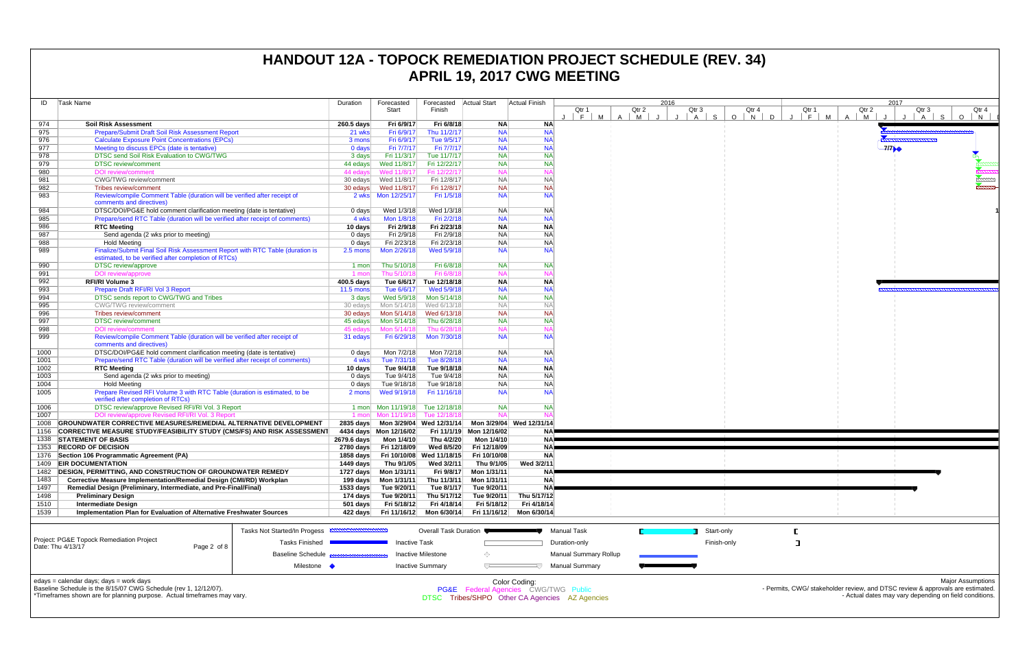# HANDOUT 12A - TOPOCK REMEDIATION PROJECT SCHEDULE (REV. 34)
## APRIL 19, 2017 CWG MEETING

| ID | Task Name | Duration | Forecasted Start | Forecasted Finish | Actual Start | Actual Finish |
|---|---|---|---|---|---|---|
| 974 | **Soil Risk Assessment** | **260.5 days** | **Fri 6/9/17** | **Fri 6/8/18** | **NA** | **NA** |
| 975 | Prepare/Submit Draft Soil Risk Assessment Report | 21 wks | Fri 6/9/17 | Thu 11/2/17 | NA | NA |
| 976 | Calculate Exposure Point Concentrations (EPCs) | 3 mons | Fri 6/9/17 | Tue 9/5/17 | NA | NA |
| 977 | Meeting to discuss EPCs (date is tentative) | 0 days | Fri 7/7/17 | Fri 7/7/17 | NA | NA |
| 978 | DTSC send Soil Risk Evaluation to CWG/TWG | 3 days | Fri 11/3/17 | Tue 11/7/17 | NA | NA |
| 979 | DTSC review/comment | 44 edays | Wed 11/8/17 | Fri 12/22/17 | NA | NA |
| 980 | DOI review/comment | 44 edays | Wed 11/8/17 | Fri 12/22/17 | NA | NA |
| 981 | CWG/TWG review/comment | 30 edays | Wed 11/8/17 | Fri 12/8/17 | NA | NA |
| 982 | Tribes review/comment | 30 edays | Wed 11/8/17 | Fri 12/8/17 | NA | NA |
| 983 | Review/compile Comment Table (duration will be verified after receipt of comments and directives) | 2 wks | Mon 12/25/17 | Fri 1/5/18 | NA | NA |
| 984 | DTSC/DOI/PG&E hold comment clarification meeting (date is tentative) | 0 days | Wed 1/3/18 | Wed 1/3/18 | NA | NA |
| 985 | Prepare/send RTC Table (duration will be verified after receipt of comments) | 4 wks | Mon 1/8/18 | Fri 2/2/18 | NA | NA |
| 986 | **RTC Meeting** | **10 days** | **Fri 2/9/18** | **Fri 2/23/18** | **NA** | **NA** |
| 987 | Send agenda (2 wks prior to meeting) | 0 days | Fri 2/9/18 | Fri 2/9/18 | NA | NA |
| 988 | Hold Meeting | 0 days | Fri 2/23/18 | Fri 2/23/18 | NA | NA |
| 989 | Finalize/Submit Final Soil Risk Assessment Report with RTC Table (duration is estimated, to be verified after completion of RTCs) | 2.5 mons | Mon 2/26/18 | Wed 5/9/18 | NA | NA |
| 990 | DTSC review/approve | 1 mon | Thu 5/10/18 | Fri 6/8/18 | NA | NA |
| 991 | DOI review/approve | 1 mon | Thu 5/10/18 | Fri 6/8/18 | NA | NA |
| 992 | **RFI/RI Volume 3** | **400.5 days** | **Tue 6/6/17** | **Tue 12/18/18** | **NA** | **NA** |
| 993 | Prepare Draft RFI/RI Vol 3 Report | 11.5 mons | Tue 6/6/17 | Wed 5/9/18 | NA | NA |
| 994 | DTSC sends report to CWG/TWG and Tribes | 3 days | Wed 5/9/18 | Mon 5/14/18 | NA | NA |
| 995 | CWG/TWG review/comment | 30 edays | Mon 5/14/18 | Wed 6/13/18 | NA | NA |
| 996 | Tribes review/comment | 30 edays | Mon 5/14/18 | Wed 6/13/18 | NA | NA |
| 997 | DTSC review/comment | 45 edays | Mon 5/14/18 | Thu 6/28/18 | NA | NA |
| 998 | DOI review/comment | 45 edays | Mon 5/14/18 | Thu 6/28/18 | NA | NA |
| 999 | Review/compile Comment Table (duration will be verified after receipt of comments and directives) | 31 edays | Fri 6/29/18 | Mon 7/30/18 | NA | NA |
| 1000 | DTSC/DOI/PG&E hold comment clarification meeting (date is tentative) | 0 days | Mon 7/2/18 | Mon 7/2/18 | NA | NA |
| 1001 | Prepare/send RTC Table (duration will be verified after receipt of comments) | 4 wks | Tue 7/31/18 | Tue 8/28/18 | NA | NA |
| 1002 | **RTC Meeting** | **10 days** | **Tue 9/4/18** | **Tue 9/18/18** | **NA** | **NA** |
| 1003 | Send agenda (2 wks prior to meeting) | 0 days | Tue 9/4/18 | Tue 9/4/18 | NA | NA |
| 1004 | Hold Meeting | 0 days | Tue 9/18/18 | Tue 9/18/18 | NA | NA |
| 1005 | Prepare Revised RFI Volume 3 with RTC Table (duration is estimated, to be verified after completion of RTCs) | 2 mons | Wed 9/19/18 | Fri 11/16/18 | NA | NA |
| 1006 | DTSC review/approve Revised RFI/RI Vol. 3 Report | 1 mon | Mon 11/19/18 | Tue 12/18/18 | NA | NA |
| 1007 | DOI review/approve Revised RFI/RI Vol. 3 Report | 1 mon | Mon 11/19/18 | Tue 12/18/18 | NA | NA |
| 1008 | **GROUNDWATER CORRECTIVE MEASURES/REMEDIAL ALTERNATIVE DEVELOPMENT** | **2835 days** | **Mon 3/29/04** | **Wed 12/31/14** | **Mon 3/29/04** | **Wed 12/31/14** |
| 1156 | **CORRECTIVE MEASURE STUDY/FEASIBILITY STUDY (CMS/FS) AND RISK ASSESSMENT** | **4434 days** | **Mon 12/16/02** | **Fri 11/1/19** | **Mon 12/16/02** | **NA** |
| 1338 | **STATEMENT OF BASIS** | **2679.6 days** | **Mon 1/4/10** | **Thu 4/2/20** | **Mon 1/4/10** | **NA** |
| 1353 | **RECORD OF DECISION** | **2780 days** | **Fri 12/18/09** | **Wed 8/5/20** | **Fri 12/18/09** | **NA** |
| 1376 | **Section 106 Programmatic Agreement (PA)** | **1858 days** | **Fri 10/10/08** | **Wed 11/18/15** | **Fri 10/10/08** | **NA** |
| 1409 | **EIR DOCUMENTATION** | **1449 days** | **Thu 9/1/05** | **Wed 3/2/11** | **Thu 9/1/05** | **Wed 3/2/11** |
| 1482 | **DESIGN, PERMITTING, AND CONSTRUCTION OF GROUNDWATER REMEDY** | **1727 days** | **Mon 1/31/11** | **Fri 9/8/17** | **Mon 1/31/11** | **NA** |
| 1483 | **Corrective Measure Implementation/Remedial Design (CMI/RD) Workplan** | **199 days** | **Mon 1/31/11** | **Thu 11/3/11** | **Mon 1/31/11** | **NA** |
| 1497 | **Remedial Design (Preliminary, Intermediate, and Pre-Final/Final)** | **1533 days** | **Tue 9/20/11** | **Tue 8/1/17** | **Tue 9/20/11** | **NA** |
| 1498 | **Preliminary Design** | **174 days** | **Tue 9/20/11** | **Thu 5/17/12** | **Tue 9/20/11** | **Thu 5/17/12** |
| 1510 | **Intermediate Design** | **501 days** | **Fri 5/18/12** | **Fri 4/18/14** | **Fri 5/18/12** | **Fri 4/18/14** |
| 1539 | **Implementation Plan for Evaluation of Alternative Freshwater Sources** | **422 days** | **Fri 11/16/12** | **Mon 6/30/14** | **Fri 11/16/12** | **Mon 6/30/14** |

Project: PG&E Topock Remediation Project
Date: Thu 4/13/17

Legend: Tasks Not Started/In Progess; Tasks Finished; Baseline Schedule; Milestone; Overall Task Duration; Inactive Task; Inactive Milestone; Inactive Summary; Manual Task; Duration-only; Manual Summary Rollup; Manual Summary; Start-only; Finish-only

edays = calendar days; days = work days
Baseline Schedule is the 8/15/07 CWG Schedule (rev 1, 12/12/07).
*Timeframes shown are for planning purpose. Actual timeframes may vary.

Color Coding:
PG&E Federal Agencies CWG/TWG Public
DTSC Tribes/SHPO Other CA Agencies AZ Agencies

Major Assumptions
- Permits, CWG/ stakeholder review, and DTSC review & approvals are estimated.
- Actual dates may vary depending on field conditions.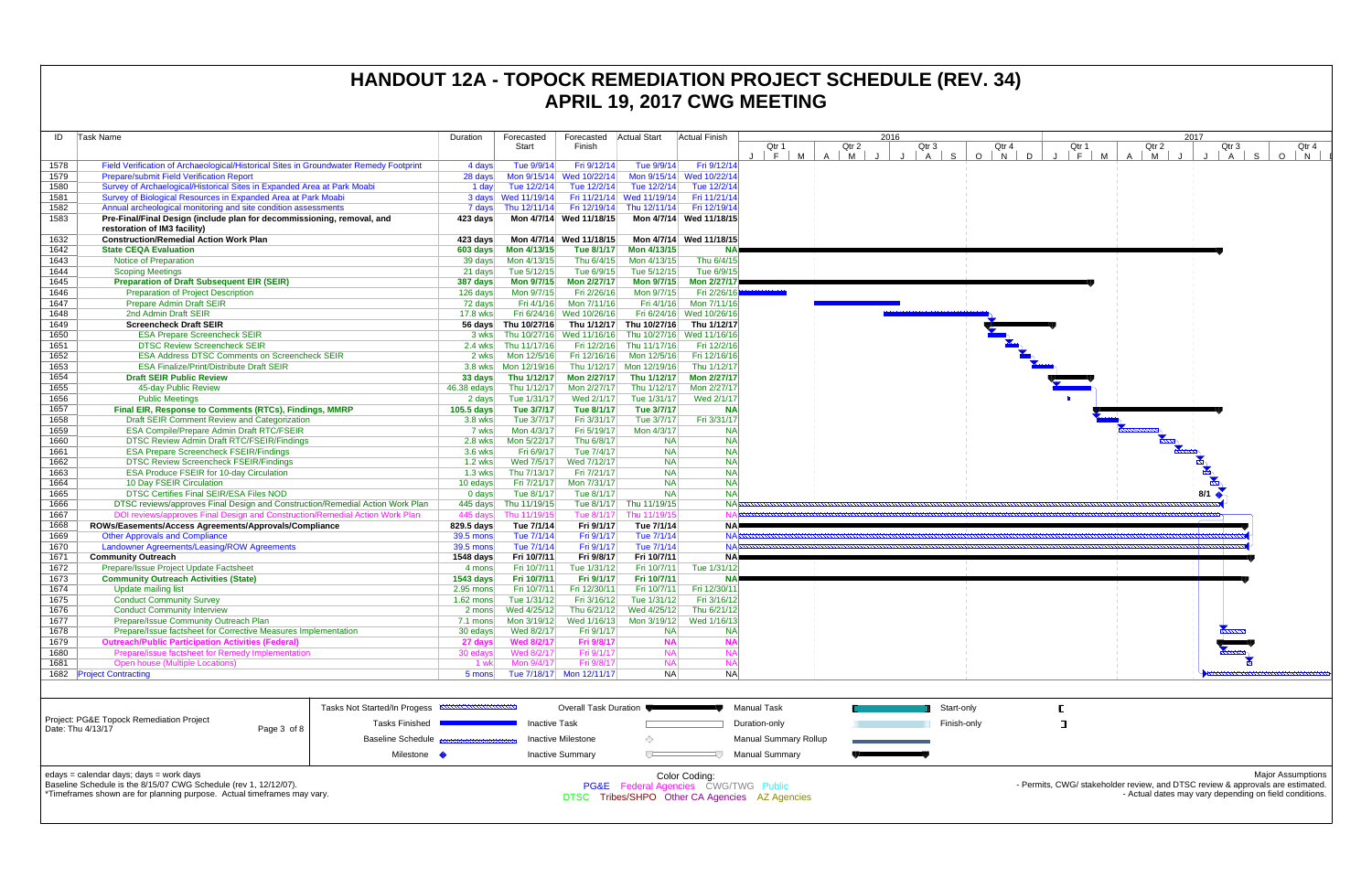# HANDOUT 12A - TOPOCK REMEDIATION PROJECT SCHEDULE (REV. 34)
## APRIL 19, 2017 CWG MEETING

| ID | Task Name | Duration | Forecasted Start | Forecasted Finish | Actual Start | Actual Finish |
|---|---|---|---|---|---|---|
| 1578 | Field Verification of Archaeological/Historical Sites in Groundwater Remedy Footprint | 4 days | Tue 9/9/14 | Fri 9/12/14 | Tue 9/9/14 | Fri 9/12/14 |
| 1579 | Prepare/submit Field Verification Report | 28 days | Mon 9/15/14 | Wed 10/22/14 | Mon 9/15/14 | Wed 10/22/14 |
| 1580 | Survey of Archaeological/Historical Sites in Expanded Area at Park Moabi | 1 day | Tue 12/2/14 | Tue 12/2/14 | Tue 12/2/14 | Tue 12/2/14 |
| 1581 | Survey of Biological Resources in Expanded Area at Park Moabi | 3 days | Wed 11/19/14 | Fri 11/21/14 | Wed 11/19/14 | Fri 11/21/14 |
| 1582 | Annual archeological monitoring and site condition assessments | 7 days | Thu 12/11/14 | Fri 12/19/14 | Thu 12/11/14 | Fri 12/19/14 |
| 1583 | **Pre-Final/Final Design (include plan for decommissioning, removal, and restoration of IM3 facility)** | **423 days** | **Mon 4/7/14** | **Wed 11/18/15** | **Mon 4/7/14** | **Wed 11/18/15** |
| 1632 | **Construction/Remedial Action Work Plan** | **423 days** | **Mon 4/7/14** | **Wed 11/18/15** | **Mon 4/7/14** | **Wed 11/18/15** |
| 1642 | **State CEQA Evaluation** | **603 days** | **Mon 4/13/15** | **Tue 8/1/17** | **Mon 4/13/15** | **NA** |
| 1643 | Notice of Preparation | 39 days | Mon 4/13/15 | Thu 6/4/15 | Mon 4/13/15 | Thu 6/4/15 |
| 1644 | Scoping Meetings | 21 days | Tue 5/12/15 | Tue 6/9/15 | Tue 5/12/15 | Tue 6/9/15 |
| 1645 | **Preparation of Draft Subsequent EIR (SEIR)** | **387 days** | **Mon 9/7/15** | **Mon 2/27/17** | **Mon 9/7/15** | **Mon 2/27/17** |
| 1646 | Preparation of Project Description | 126 days | Mon 9/7/15 | Fri 2/26/16 | Mon 9/7/15 | Fri 2/26/16 |
| 1647 | Prepare Admin Draft SEIR | 72 days | Fri 4/1/16 | Mon 7/11/16 | Fri 4/1/16 | Mon 7/11/16 |
| 1648 | 2nd Admin Draft SEIR | 17.8 wks | Fri 6/24/16 | Wed 10/26/16 | Fri 6/24/16 | Wed 10/26/16 |
| 1649 | **Screencheck Draft SEIR** | **56 days** | **Thu 10/27/16** | **Thu 1/12/17** | **Thu 10/27/16** | **Thu 1/12/17** |
| 1650 | ESA Prepare Screencheck SEIR | 3 wks | Thu 10/27/16 | Wed 11/16/16 | Thu 10/27/16 | Wed 11/16/16 |
| 1651 | DTSC Review Screencheck SEIR | 2.4 wks | Thu 11/17/16 | Fri 12/2/16 | Thu 11/17/16 | Fri 12/2/16 |
| 1652 | ESA Address DTSC Comments on Screencheck SEIR | 2 wks | Mon 12/5/16 | Fri 12/16/16 | Mon 12/5/16 | Fri 12/16/16 |
| 1653 | ESA Finalize/Print/Distribute Draft SEIR | 3.8 wks | Mon 12/19/16 | Thu 1/12/17 | Mon 12/19/16 | Thu 1/12/17 |
| 1654 | **Draft SEIR Public Review** | **33 days** | **Thu 1/12/17** | **Mon 2/27/17** | **Thu 1/12/17** | **Mon 2/27/17** |
| 1655 | 45-day Public Review | 46.38 edays | Thu 1/12/17 | Mon 2/27/17 | Thu 1/12/17 | Mon 2/27/17 |
| 1656 | Public Meetings | 2 days | Tue 1/31/17 | Wed 2/1/17 | Tue 1/31/17 | Wed 2/1/17 |
| 1657 | **Final EIR, Response to Comments (RTCs), Findings, MMRP** | **105.5 days** | **Tue 3/7/17** | **Tue 8/1/17** | **Tue 3/7/17** | **NA** |
| 1658 | Draft SEIR Comment Review and Categorization | 3.8 wks | Tue 3/7/17 | Fri 3/31/17 | Tue 3/7/17 | Fri 3/31/17 |
| 1659 | ESA Compile/Prepare Admin Draft RTC/FSEIR | 7 wks | Mon 4/3/17 | Fri 5/19/17 | Mon 4/3/17 | NA |
| 1660 | DTSC Review Admin Draft RTC/FSEIR/Findings | 2.8 wks | Mon 5/22/17 | Thu 6/8/17 | NA | NA |
| 1661 | ESA Prepare Screencheck FSEIR/Findings | 3.6 wks | Fri 6/9/17 | Tue 7/4/17 | NA | NA |
| 1662 | DTSC Review Screencheck FSEIR/Findings | 1.2 wks | Wed 7/5/17 | Wed 7/12/17 | NA | NA |
| 1663 | ESA Produce FSEIR for 10-day Circulation | 1.3 wks | Thu 7/13/17 | Fri 7/21/17 | NA | NA |
| 1664 | 10 Day FSEIR Circulation | 10 edays | Fri 7/21/17 | Mon 7/31/17 | NA | NA |
| 1665 | DTSC Certifies Final SEIR/ESA Files NOD | 0 days | Tue 8/1/17 | Tue 8/1/17 | NA | NA |
| 1666 | DTSC reviews/approves Final Design and Construction/Remedial Action Work Plan | 445 days | Thu 11/19/15 | Tue 8/1/17 | Thu 11/19/15 | NA |
| 1667 | DOI reviews/approves Final Design and Construction/Remedial Action Work Plan | 445 days | Thu 11/19/15 | Tue 8/1/17 | Thu 11/19/15 | NA |
| 1668 | **ROWs/Easements/Access Agreements/Approvals/Compliance** | **829.5 days** | **Tue 7/1/14** | **Fri 9/1/17** | **Tue 7/1/14** | **NA** |
| 1669 | Other Approvals and Compliance | 39.5 mons | Tue 7/1/14 | Fri 9/1/17 | Tue 7/1/14 | NA |
| 1670 | Landowner Agreements/Leasing/ROW Agreements | 39.5 mons | Tue 7/1/14 | Fri 9/1/17 | Tue 7/1/14 | NA |
| 1671 | **Community Outreach** | **1548 days** | **Fri 10/7/11** | **Fri 9/8/17** | **Fri 10/7/11** | **NA** |
| 1672 | Prepare/Issue Project Update Factsheet | 4 mons | Fri 10/7/11 | Tue 1/31/12 | Fri 10/7/11 | Tue 1/31/12 |
| 1673 | **Community Outreach Activities (State)** | **1543 days** | **Fri 10/7/11** | **Fri 9/1/17** | **Fri 10/7/11** | **NA** |
| 1674 | Update mailing list | 2.95 mons | Fri 10/7/11 | Fri 12/30/11 | Fri 10/7/11 | Fri 12/30/11 |
| 1675 | Conduct Community Survey | 1.62 mons | Tue 1/31/12 | Fri 3/16/12 | Tue 1/31/12 | Fri 3/16/12 |
| 1676 | Conduct Community Interview | 2 mons | Wed 4/25/12 | Thu 6/21/12 | Wed 4/25/12 | Thu 6/21/12 |
| 1677 | Prepare/Issue Community Outreach Plan | 7.1 mons | Mon 3/19/12 | Wed 1/16/13 | Mon 3/19/12 | Wed 1/16/13 |
| 1678 | Prepare/Issue factsheet for Corrective Measures Implementation | 30 edays | Wed 8/2/17 | Fri 9/1/17 | NA | NA |
| 1679 | **Outreach/Public Participation Activities (Federal)** | **27 days** | **Wed 8/2/17** | **Fri 9/8/17** | **NA** | **NA** |
| 1680 | Prepare/issue factsheet for Remedy Implementation | 30 edays | Wed 8/2/17 | Fri 9/1/17 | NA | NA |
| 1681 | Open house (Multiple Locations) | 1 wk | Mon 9/4/17 | Fri 9/8/17 | NA | NA |
| 1682 | Project Contracting | 5 mons | Tue 7/18/17 | Mon 12/11/17 | NA | NA |

Project: PG&E Topock Remediation Project
Date: Thu 4/13/17

Legend: Tasks Not Started/In Progess; Tasks Finished; Baseline Schedule; Milestone; Overall Task Duration; Inactive Task; Inactive Milestone; Inactive Summary; Manual Task; Duration-only; Manual Summary Rollup; Manual Summary; Start-only; Finish-only

edays = calendar days; days = work days
Baseline Schedule is the 8/15/07 CWG Schedule (rev 1, 12/12/07).
*Timeframes shown are for planning purpose. Actual timeframes may vary.

Color Coding:
PG&E Federal Agencies CWG/TWG Public
DTSC Tribes/SHPO Other CA Agencies AZ Agencies

Major Assumptions
- Permits, CWG/ stakeholder review, and DTSC review & approvals are estimated.
- Actual dates may vary depending on field conditions.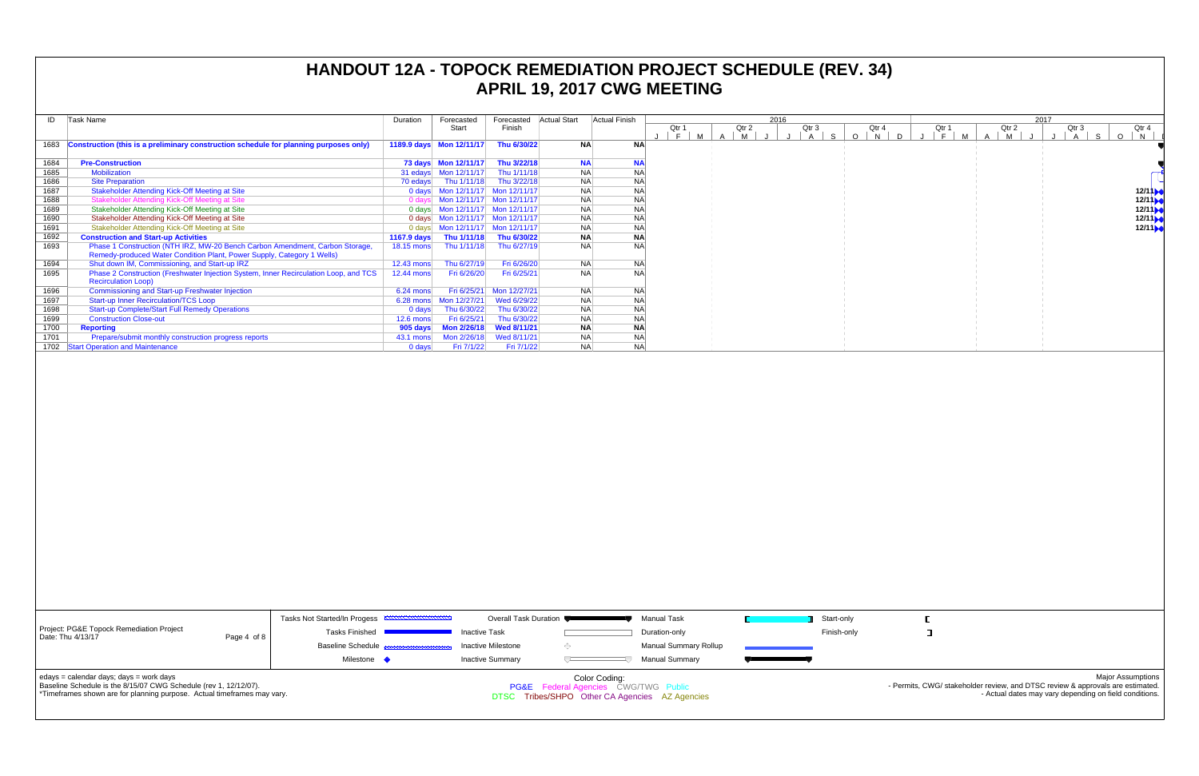# HANDOUT 12A - TOPOCK REMEDIATION PROJECT SCHEDULE (REV. 34)
# APRIL 19, 2017 CWG MEETING

| ID | Task Name | Duration | Forecasted Start | Forecasted Finish | Actual Start | Actual Finish |
|---|---|---|---|---|---|---|
| 1683 | **Construction (this is a preliminary construction schedule for planning purposes only)** | **1189.9 days** | **Mon 12/11/17** | **Thu 6/30/22** | **NA** | **NA** |
| 1684 | **Pre-Construction** | **73 days** | **Mon 12/11/17** | **Thu 3/22/18** | **NA** | **NA** |
| 1685 | Mobilization | 31 edays | Mon 12/11/17 | Thu 1/11/18 | NA | NA |
| 1686 | Site Preparation | 70 edays | Thu 1/11/18 | Thu 3/22/18 | NA | NA |
| 1687 | Stakeholder Attending Kick-Off Meeting at Site | 0 days | Mon 12/11/17 | Mon 12/11/17 | NA | NA |
| 1688 | Stakeholder Attending Kick-Off Meeting at Site | 0 days | Mon 12/11/17 | Mon 12/11/17 | NA | NA |
| 1689 | Stakeholder Attending Kick-Off Meeting at Site | 0 days | Mon 12/11/17 | Mon 12/11/17 | NA | NA |
| 1690 | Stakeholder Attending Kick-Off Meeting at Site | 0 days | Mon 12/11/17 | Mon 12/11/17 | NA | NA |
| 1691 | Stakeholder Attending Kick-Off Meeting at Site | 0 days | Mon 12/11/17 | Mon 12/11/17 | NA | NA |
| 1692 | **Construction and Start-up Activities** | **1167.9 days** | **Thu 1/11/18** | **Thu 6/30/22** | **NA** | **NA** |
| 1693 | Phase 1 Construction (NTH IRZ, MW-20 Bench Carbon Amendment, Carbon Storage, Remedy-produced Water Condition Plant, Power Supply, Category 1 Wells) | 18.15 mons | Thu 1/11/18 | Thu 6/27/19 | NA | NA |
| 1694 | Shut down IM, Commissioning, and Start-up IRZ | 12.43 mons | Thu 6/27/19 | Fri 6/26/20 | NA | NA |
| 1695 | Phase 2 Construction (Freshwater Injection System, Inner Recirculation Loop, and TCS Recirculation Loop) | 12.44 mons | Fri 6/26/20 | Fri 6/25/21 | NA | NA |
| 1696 | Commissioning and Start-up Freshwater Injection | 6.24 mons | Fri 6/25/21 | Mon 12/27/21 | NA | NA |
| 1697 | Start-up Inner Recirculation/TCS Loop | 6.28 mons | Mon 12/27/21 | Wed 6/29/22 | NA | NA |
| 1698 | Start-up Complete/Start Full Remedy Operations | 0 days | Thu 6/30/22 | Thu 6/30/22 | NA | NA |
| 1699 | Construction Close-out | 12.6 mons | Fri 6/25/21 | Thu 6/30/22 | NA | NA |
| 1700 | **Reporting** | **905 days** | **Mon 2/26/18** | **Wed 8/11/21** | **NA** | **NA** |
| 1701 | Prepare/submit monthly construction progress reports | 43.1 mons | Mon 2/26/18 | Wed 8/11/21 | NA | NA |
| 1702 | Start Operation and Maintenance | 0 days | Fri 7/1/22 | Fri 7/1/22 | NA | NA |

2016: Qtr 1 (J F M), Qtr 2 (A M J), Qtr 3 (J A S), Qtr 4 (O N D)
2017: Qtr 1 (J F M), Qtr 2 (A M J), Qtr 3 (J A S), Qtr 4 (O N D)

12/11
12/11
12/11
12/11
12/11

Project: PG&E Topock Remediation Project
Date: Thu 4/13/17

Tasks Not Started/In Progess — Tasks Finished — Baseline Schedule — Milestone — Overall Task Duration — Inactive Task — Inactive Milestone — Inactive Summary — Manual Task — Duration-only — Manual Summary Rollup — Manual Summary — Start-only — Finish-only

edays = calendar days; days = work days
Baseline Schedule is the 8/15/07 CWG Schedule (rev 1, 12/12/07).
*Timeframes shown are for planning purpose. Actual timeframes may vary.

Color Coding:
PG&E Federal Agencies CWG/TWG Public
DTSC Tribes/SHPO Other CA Agencies AZ Agencies

Major Assumptions
- Permits, CWG/ stakeholder review, and DTSC review & approvals are estimated.
- Actual dates may vary depending on field conditions.